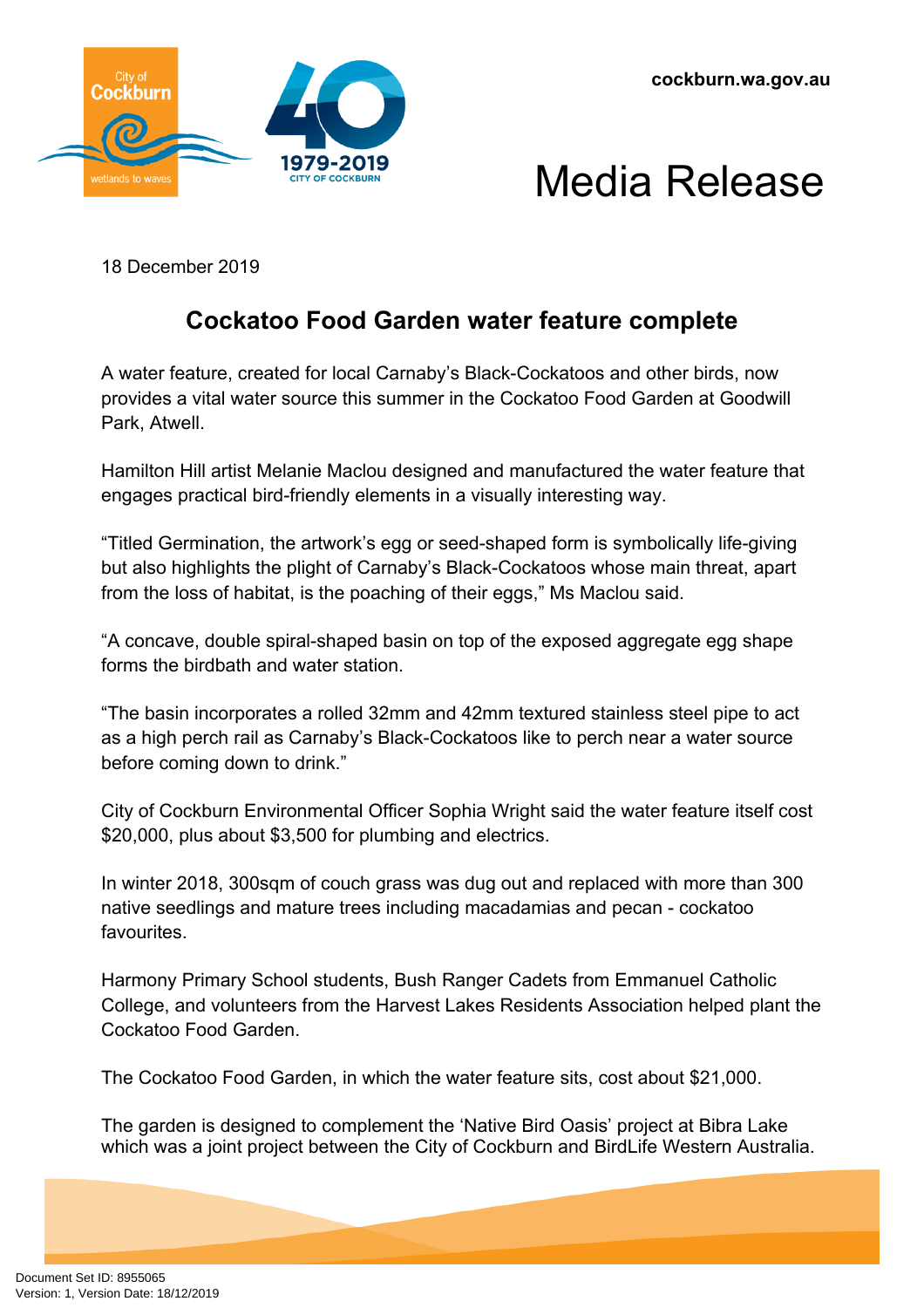cockburn.wa.gov.au

Media Release

18 December 2019

## Cockatoo Food Garden water feature complete

A water feature, created for local Carnaby's Black-Cockatoos and other birds, now provides a vital water source this summer in the Cockatoo Food Garden at Goodwill Park, Atwell.

Hamilton Hill artist Melanie Maclou designed and manufactured the water feature that engages practical bird-friendly elements in a visually interesting way.

"Titled Germination, the artwork's egg or seed-shaped form is symbolically life-giving but also highlights the plight of Carnaby's Black-Cockatoos whose main threat, apart from the loss of habitat, is the poaching of their eggs," Ms Maclou said.

"A concave, double spiral-shaped basin on top of the exposed aggregate egg shape forms the birdbath and water station.

"The basin incorporates a rolled 32mm and 42mm textured stainless steel pipe to act as a high perch rail as Carnaby's Black-Cockatoos like to perch near a water source before coming down to drink."

City of Cockburn Environmental Officer Sophia Wright said the water feature itself cost $20,000, plus about $3,500 for plumbing and electrics.

In winter 2018, 300sqm of couch grass was dug out and replaced with more than 300 native seedlings and mature trees including macadamias and pecan - cockatoo favourites.

Harmony Primary School students, Bush Ranger Cadets from Emmanuel Catholic College, and volunteers from the Harvest Lakes Residents Association helped plant the Cockatoo Food Garden.

The Cockatoo Food Garden, in which the water feature sits, cost about $21,000.

The garden is designed to complement the 'Native Bird Oasis' project at Bibra Lake which was a joint project between the City of Cockburn and BirdLife Western Australia.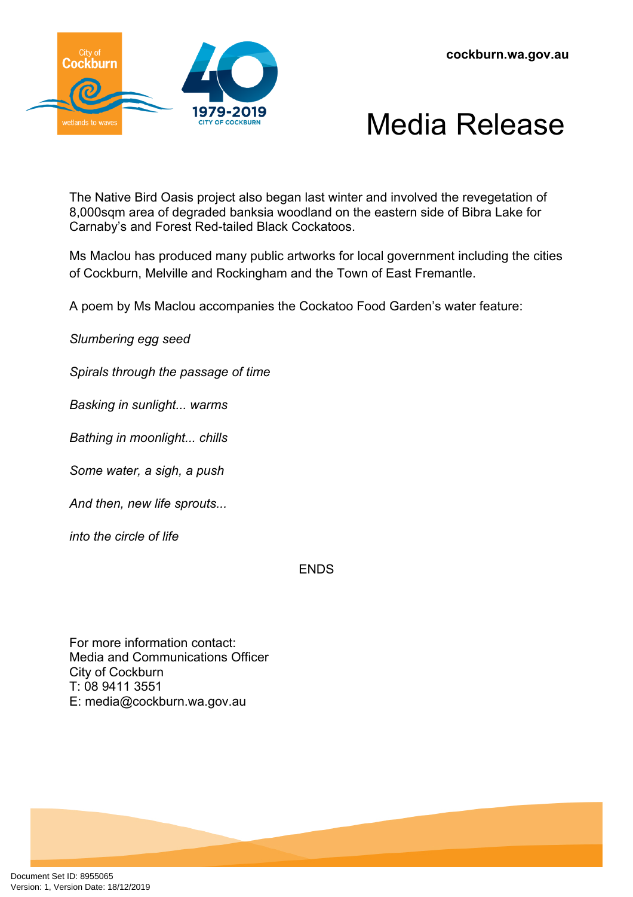The Native Bird Oasis project also began last winter and involved the revegetation of 8,000sqm area of degraded banksia woodland on the eastern side of Bibra Lake for Carnaby's and Forest Red-tailed Black Cockatoos.

Ms Maclou has produced many public artworks for local government including the cities of Cockburn, Melville and Rockingham and the Town of East Fremantle.

A poem by Ms Maclou accompanies the Cockatoo Food Garden's water feature:

*Slumbering egg seed*

*Spirals through the passage of time*

*Basking in sunlight... warms*

*Bathing in moonlight... chills*

*Some water, a sigh, a push*

*And then, new life sprouts...*

*into the circle of life*

ENDS

For more information contact:
Media and Communications Officer
City of Cockburn
T: 08 9411 3551
E: media@cockburn.wa.gov.au